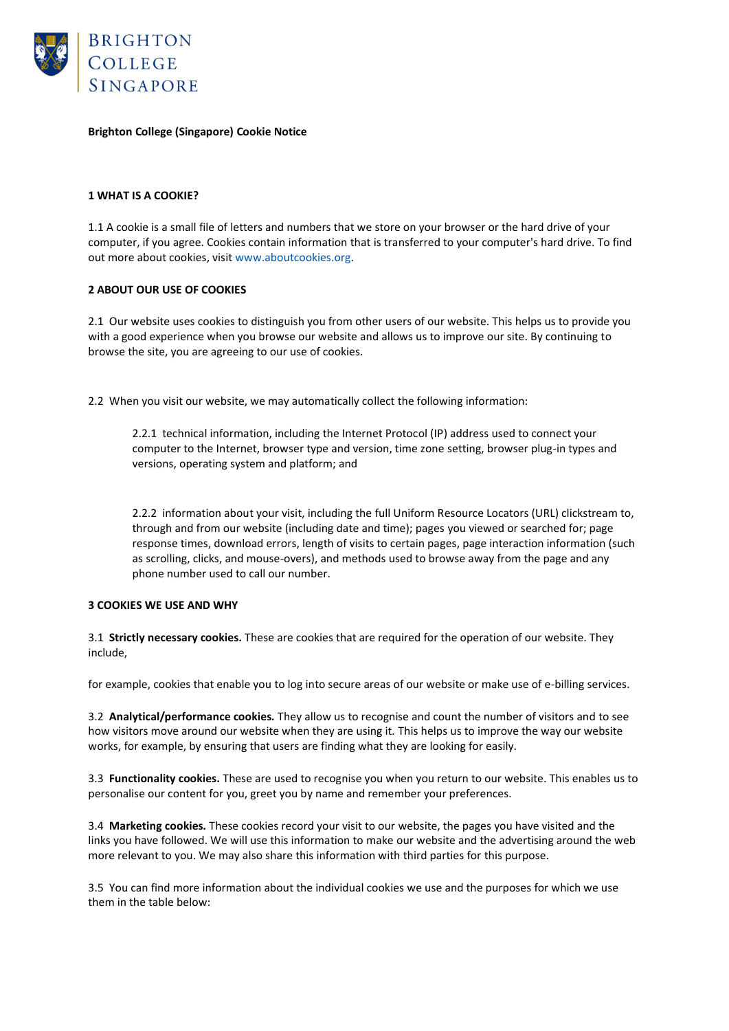**Brighton College (Singapore) Cookie Notice**

## 1 WHAT IS A COOKIE?

1.1 A cookie is a small file of letters and numbers that we store on your browser or the hard drive of your computer, if you agree. Cookies contain information that is transferred to your computer's hard drive. To find out more about cookies, visit www.aboutcookies.org.

## 2 ABOUT OUR USE OF COOKIES

2.1 Our website uses cookies to distinguish you from other users of our website. This helps us to provide you with a good experience when you browse our website and allows us to improve our site. By continuing to browse the site, you are agreeing to our use of cookies.

2.2 When you visit our website, we may automatically collect the following information:

> 2.2.1 technical information, including the Internet Protocol (IP) address used to connect your computer to the Internet, browser type and version, time zone setting, browser plug-in types and versions, operating system and platform; and
>
> 2.2.2 information about your visit, including the full Uniform Resource Locators (URL) clickstream to, through and from our website (including date and time); pages you viewed or searched for; page response times, download errors, length of visits to certain pages, page interaction information (such as scrolling, clicks, and mouse-overs), and methods used to browse away from the page and any phone number used to call our number.

## 3 COOKIES WE USE AND WHY

3.1 **Strictly necessary cookies.** These are cookies that are required for the operation of our website. They include,

for example, cookies that enable you to log into secure areas of our website or make use of e-billing services.

3.2 **Analytical/performance cookies.** They allow us to recognise and count the number of visitors and to see how visitors move around our website when they are using it. This helps us to improve the way our website works, for example, by ensuring that users are finding what they are looking for easily.

3.3 **Functionality cookies.** These are used to recognise you when you return to our website. This enables us to personalise our content for you, greet you by name and remember your preferences.

3.4 **Marketing cookies.** These cookies record your visit to our website, the pages you have visited and the links you have followed. We will use this information to make our website and the advertising around the web more relevant to you. We may also share this information with third parties for this purpose.

3.5 You can find more information about the individual cookies we use and the purposes for which we use them in the table below: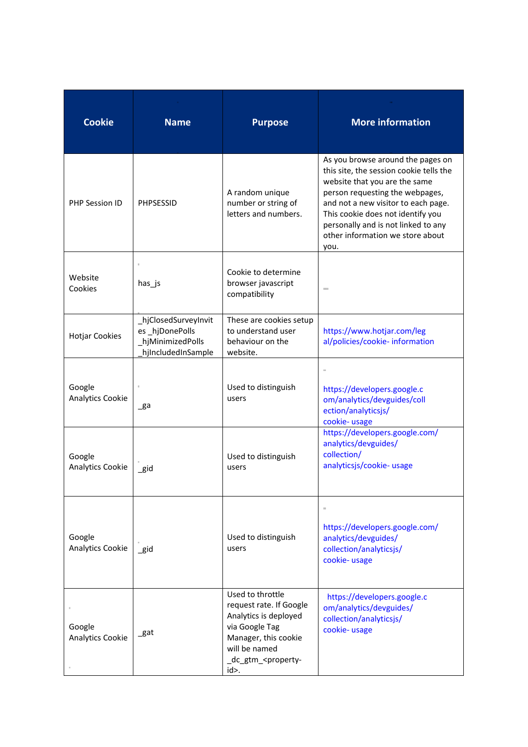| Cookie | Name | Purpose | More information |
| --- | --- | --- | --- |
| PHP Session ID | PHPSESSID | A random unique number or string of letters and numbers. | As you browse around the pages on this site, the session cookie tells the website that you are the same person requesting the webpages, and not a new visitor to each page. This cookie does not identify you personally and is not linked to any other information we store about you. |
| Website Cookies | has_js | Cookie to determine browser javascript compatibility | |
| Hotjar Cookies | _hjClosedSurveyInvites _hjDonePolls _hjMinimizedPolls _hjIncludedInSample | These are cookies setup to understand user behaviour on the website. | https://www.hotjar.com/legal/policies/cookie- information |
| Google Analytics Cookie | _ga | Used to distinguish users | https://developers.google.com/analytics/devguides/collection/analyticsjs/cookie- usage |
| Google Analytics Cookie | _gid | Used to distinguish users | https://developers.google.com/analytics/devguides/collection/analyticsjs/cookie- usage |
| Google Analytics Cookie | _gid | Used to distinguish users | https://developers.google.com/analytics/devguides/collection/analyticsjs/cookie- usage |
| Google Analytics Cookie | _gat | Used to throttle request rate. If Google Analytics is deployed via Google Tag Manager, this cookie will be named _dc_gtm_<property-id>. | https://developers.google.com/analytics/devguides/collection/analyticsjs/cookie- usage |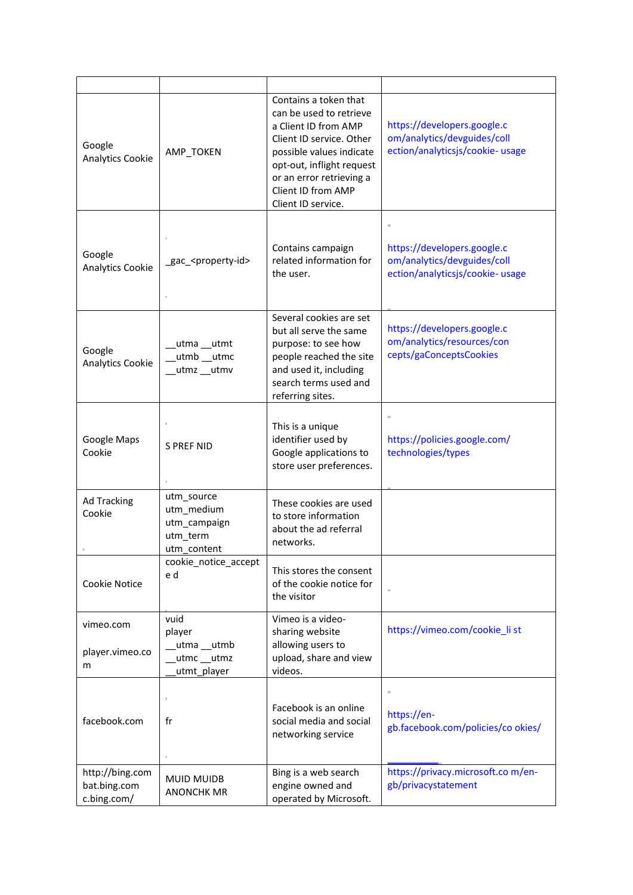| | | | |
|---|---|---|---|
| Google Analytics Cookie | AMP_TOKEN | Contains a token that can be used to retrieve a Client ID from AMP Client ID service. Other possible values indicate opt-out, inflight request or an error retrieving a Client ID from AMP Client ID service. | https://developers.google.com/analytics/devguides/collection/analyticsjs/cookie- usage |
| Google Analytics Cookie | _gac_<property-id> | Contains campaign related information for the user. | https://developers.google.com/analytics/devguides/collection/analyticsjs/cookie- usage |
| Google Analytics Cookie | __utma __utmt __utmb __utmc __utmz __utmv | Several cookies are set but all serve the same purpose: to see how people reached the site and used it, including search terms used and referring sites. | https://developers.google.com/analytics/resources/concepts/gaConceptsCookies |
| Google Maps Cookie | S PREF NID | This is a unique identifier used by Google applications to store user preferences. | https://policies.google.com/technologies/types |
| Ad Tracking Cookie | utm_source utm_medium utm_campaign utm_term utm_content | These cookies are used to store information about the ad referral networks. | |
| Cookie Notice | cookie_notice_accept e d | This stores the consent of the cookie notice for the visitor | |
| vimeo.com<br><br>player.vimeo.com | vuid player __utma __utmb __utmc __utmz __utmt_player | Vimeo is a video-sharing website allowing users to upload, share and view videos. | https://vimeo.com/cookie_li st |
| facebook.com | fr | Facebook is an online social media and social networking service | https://en-gb.facebook.com/policies/co okies/ |
| http://bing.com bat.bing.com c.bing.com/ | MUID MUIDB ANONCHK MR | Bing is a web search engine owned and operated by Microsoft. | https://privacy.microsoft.co m/en-gb/privacystatement |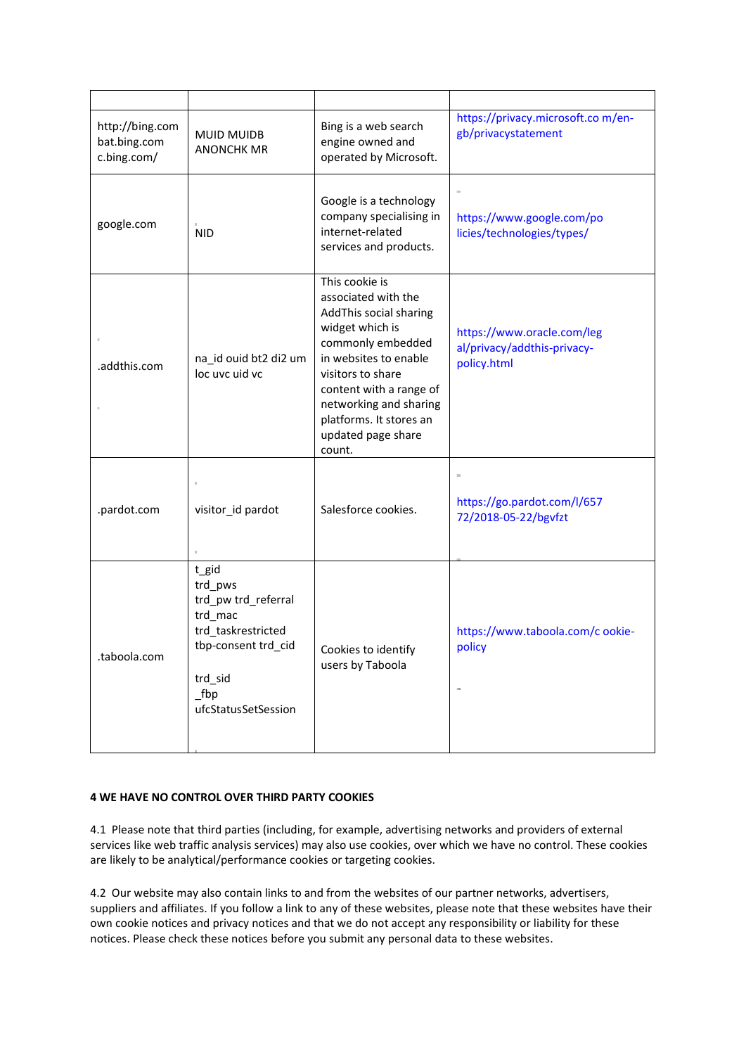| | | | |
|---|---|---|---|
| http://bing.com bat.bing.com c.bing.com/ | MUID MUIDB ANONCHK MR | Bing is a web search engine owned and operated by Microsoft. | https://privacy.microsoft.co m/en-gb/privacystatement |
| google.com | NID | Google is a technology company specialising in internet-related services and products. | https://www.google.com/po licies/technologies/types/ |
| .addthis.com | na_id ouid bt2 di2 um loc uvc uid vc | This cookie is associated with the AddThis social sharing widget which is commonly embedded in websites to enable visitors to share content with a range of networking and sharing platforms. It stores an updated page share count. | https://www.oracle.com/leg al/privacy/addthis-privacy-policy.html |
| .pardot.com | visitor_id pardot | Salesforce cookies. | https://go.pardot.com/l/657 72/2018-05-22/bgvfzt |
| .taboola.com | t_gid trd_pws trd_pw trd_referral trd_mac trd_taskrestricted tbp-consent trd_cid trd_sid _fbp ufcStatusSetSession | Cookies to identify users by Taboola | https://www.taboola.com/c ookie-policy |

**4 WE HAVE NO CONTROL OVER THIRD PARTY COOKIES**

4.1 Please note that third parties (including, for example, advertising networks and providers of external services like web traffic analysis services) may also use cookies, over which we have no control. These cookies are likely to be analytical/performance cookies or targeting cookies.

4.2 Our website may also contain links to and from the websites of our partner networks, advertisers, suppliers and affiliates. If you follow a link to any of these websites, please note that these websites have their own cookie notices and privacy notices and that we do not accept any responsibility or liability for these notices. Please check these notices before you submit any personal data to these websites.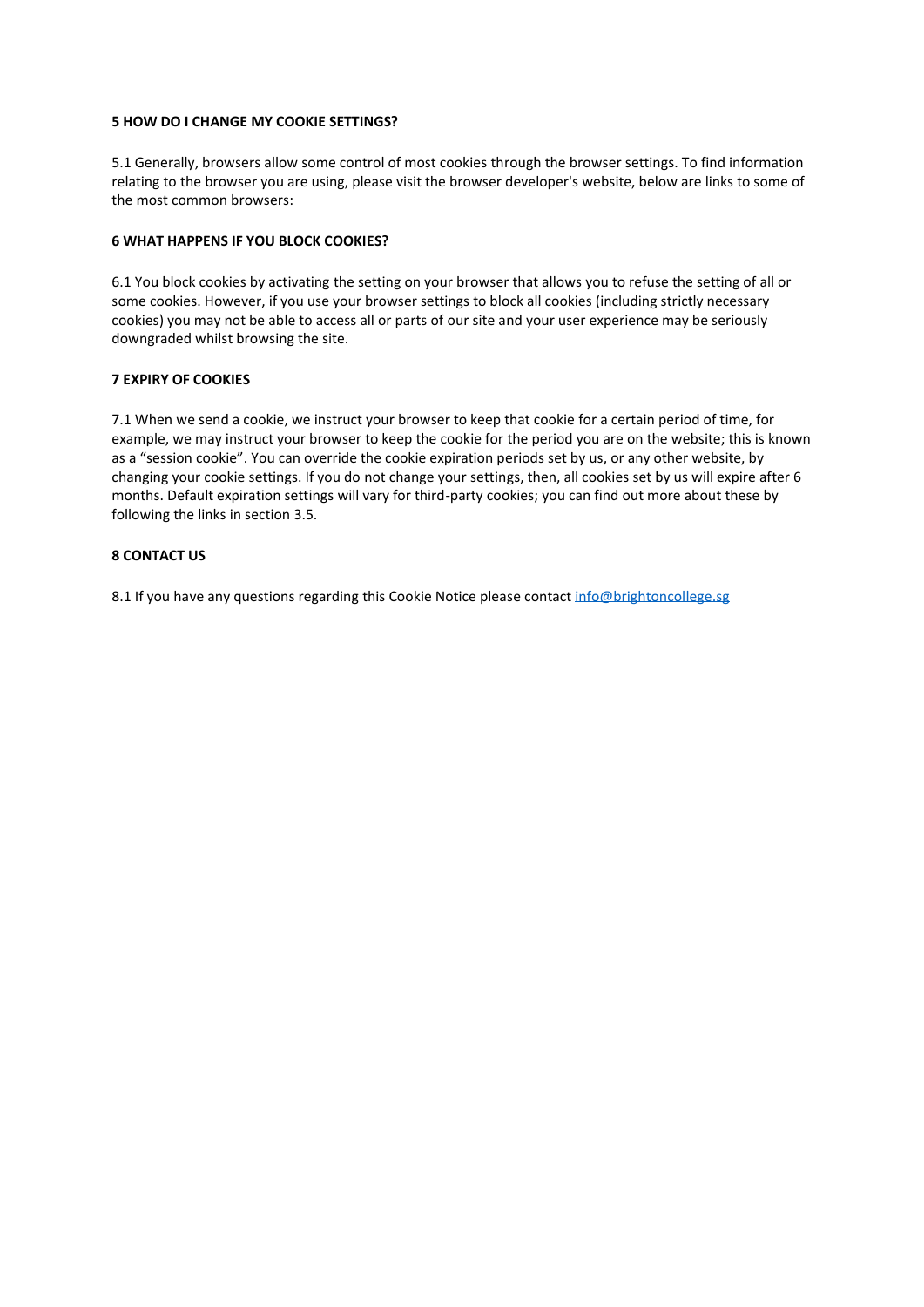**5 HOW DO I CHANGE MY COOKIE SETTINGS?**

5.1 Generally, browsers allow some control of most cookies through the browser settings. To find information relating to the browser you are using, please visit the browser developer's website, below are links to some of the most common browsers:

**6 WHAT HAPPENS IF YOU BLOCK COOKIES?**

6.1 You block cookies by activating the setting on your browser that allows you to refuse the setting of all or some cookies. However, if you use your browser settings to block all cookies (including strictly necessary cookies) you may not be able to access all or parts of our site and your user experience may be seriously downgraded whilst browsing the site.

**7 EXPIRY OF COOKIES**

7.1 When we send a cookie, we instruct your browser to keep that cookie for a certain period of time, for example, we may instruct your browser to keep the cookie for the period you are on the website; this is known as a "session cookie". You can override the cookie expiration periods set by us, or any other website, by changing your cookie settings. If you do not change your settings, then, all cookies set by us will expire after 6 months. Default expiration settings will vary for third-party cookies; you can find out more about these by following the links in section 3.5.

**8 CONTACT US**

8.1 If you have any questions regarding this Cookie Notice please contact [info@brightoncollege.sg](mailto:info@brightoncollege.sg)